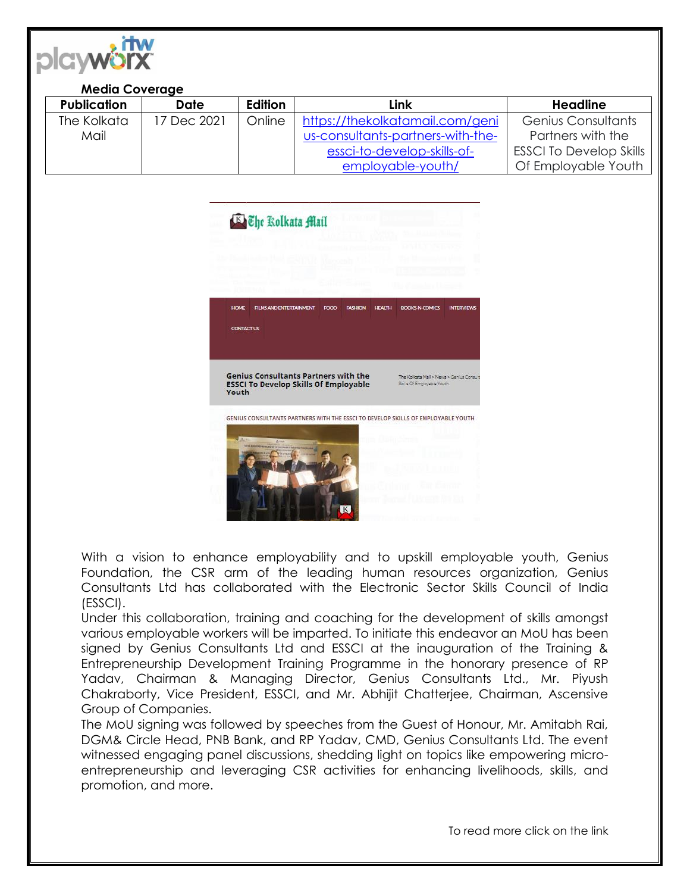**Media Coverage**

| Publication | Date | Edition | Link | Headline |
|---|---|---|---|---|
| The Kolkata Mail | 17 Dec 2021 | Online | https://thekolkatamail.com/genius-consultants-partners-with-the-essci-to-develop-skills-of-employable-youth/ | Genius Consultants Partners with the ESSCI To Develop Skills Of Employable Youth |

With a vision to enhance employability and to upskill employable youth, Genius Foundation, the CSR arm of the leading human resources organization, Genius Consultants Ltd has collaborated with the Electronic Sector Skills Council of India (ESSCI).

Under this collaboration, training and coaching for the development of skills amongst various employable workers will be imparted. To initiate this endeavor an MoU has been signed by Genius Consultants Ltd and ESSCI at the inauguration of the Training & Entrepreneurship Development Training Programme in the honorary presence of RP Yadav, Chairman & Managing Director, Genius Consultants Ltd., Mr. Piyush Chakraborty, Vice President, ESSCI, and Mr. Abhijit Chatterjee, Chairman, Ascensive Group of Companies.

The MoU signing was followed by speeches from the Guest of Honour, Mr. Amitabh Rai, DGM& Circle Head, PNB Bank, and RP Yadav, CMD, Genius Consultants Ltd. The event witnessed engaging panel discussions, shedding light on topics like empowering micro-entrepreneurship and leveraging CSR activities for enhancing livelihoods, skills, and promotion, and more.

To read more click on the link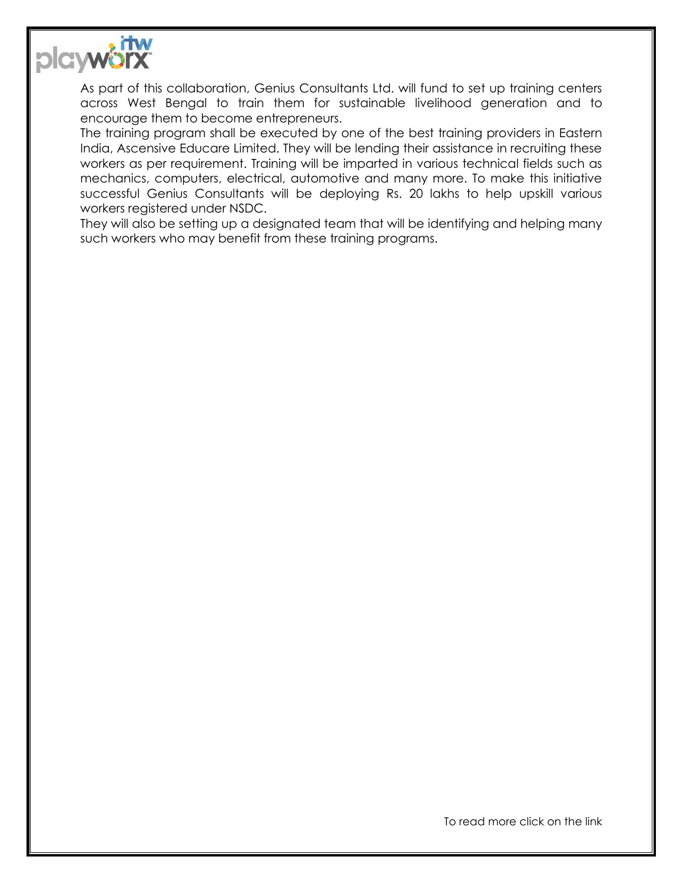As part of this collaboration, Genius Consultants Ltd. will fund to set up training centers across West Bengal to train them for sustainable livelihood generation and to encourage them to become entrepreneurs.

The training program shall be executed by one of the best training providers in Eastern India, Ascensive Educare Limited. They will be lending their assistance in recruiting these workers as per requirement. Training will be imparted in various technical fields such as mechanics, computers, electrical, automotive and many more. To make this initiative successful Genius Consultants will be deploying Rs. 20 lakhs to help upskill various workers registered under NSDC.

They will also be setting up a designated team that will be identifying and helping many such workers who may benefit from these training programs.

To read more click on the link